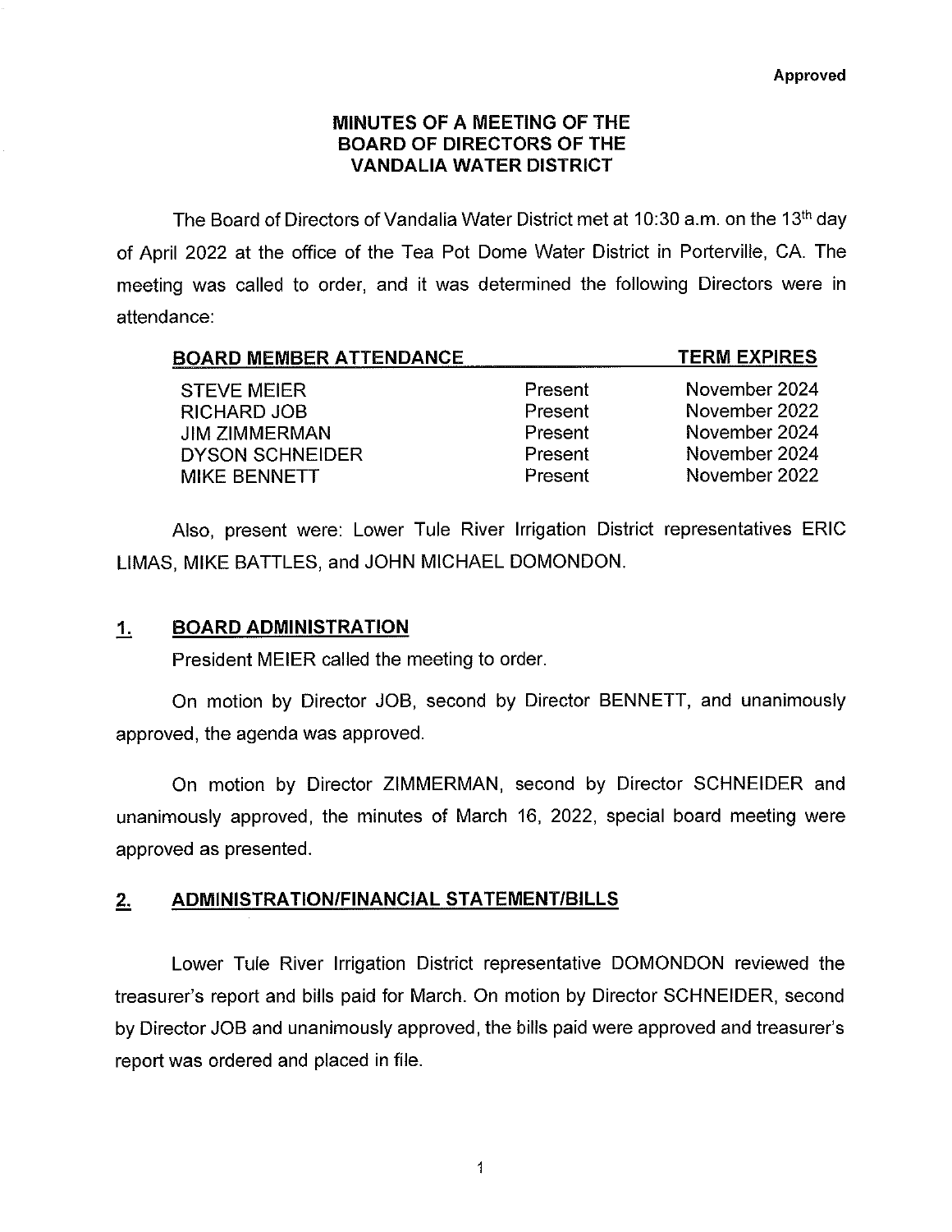**Approved**

# MINUTES OF A MEETING OF THE BOARD OF DIRECTORS OF THE VANDALIA WATER DISTRICT

The Board of Directors of Vandalia Water District met at 10:30 a.m. on the 13th day of April 2022 at the office of the Tea Pot Dome Water District in Porterville, CA. The meeting was called to order, and it was determined the following Directors were in attendance:

| BOARD MEMBER ATTENDANCE | | TERM EXPIRES |
|---|---|---|
| STEVE MEIER | Present | November 2024 |
| RICHARD JOB | Present | November 2022 |
| JIM ZIMMERMAN | Present | November 2024 |
| DYSON SCHNEIDER | Present | November 2024 |
| MIKE BENNETT | Present | November 2022 |

Also, present were: Lower Tule River Irrigation District representatives ERIC LIMAS, MIKE BATTLES, and JOHN MICHAEL DOMONDON.

## 1. BOARD ADMINISTRATION

President MEIER called the meeting to order.

On motion by Director JOB, second by Director BENNETT, and unanimously approved, the agenda was approved.

On motion by Director ZIMMERMAN, second by Director SCHNEIDER and unanimously approved, the minutes of March 16, 2022, special board meeting were approved as presented.

## 2. ADMINISTRATION/FINANCIAL STATEMENT/BILLS

Lower Tule River Irrigation District representative DOMONDON reviewed the treasurer's report and bills paid for March. On motion by Director SCHNEIDER, second by Director JOB and unanimously approved, the bills paid were approved and treasurer's report was ordered and placed in file.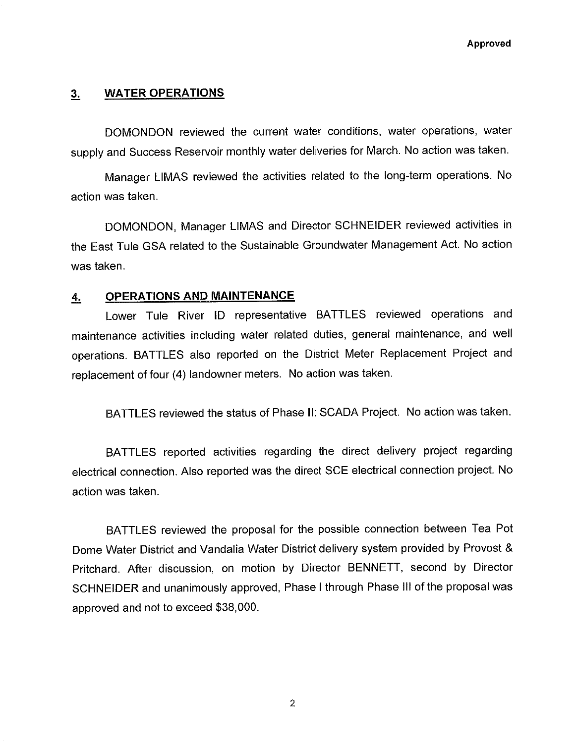Approved

## 3. WATER OPERATIONS

DOMONDON reviewed the current water conditions, water operations, water supply and Success Reservoir monthly water deliveries for March. No action was taken.

Manager LIMAS reviewed the activities related to the long-term operations. No action was taken.

DOMONDON, Manager LIMAS and Director SCHNEIDER reviewed activities in the East Tule GSA related to the Sustainable Groundwater Management Act. No action was taken.

## 4. OPERATIONS AND MAINTENANCE

Lower Tule River ID representative BATTLES reviewed operations and maintenance activities including water related duties, general maintenance, and well operations. BATTLES also reported on the District Meter Replacement Project and replacement of four (4) landowner meters. No action was taken.

BATTLES reviewed the status of Phase II: SCADA Project. No action was taken.

BATTLES reported activities regarding the direct delivery project regarding electrical connection. Also reported was the direct SCE electrical connection project. No action was taken.

BATTLES reviewed the proposal for the possible connection between Tea Pot Dome Water District and Vandalia Water District delivery system provided by Provost & Pritchard. After discussion, on motion by Director BENNETT, second by Director SCHNEIDER and unanimously approved, Phase I through Phase III of the proposal was approved and not to exceed $38,000.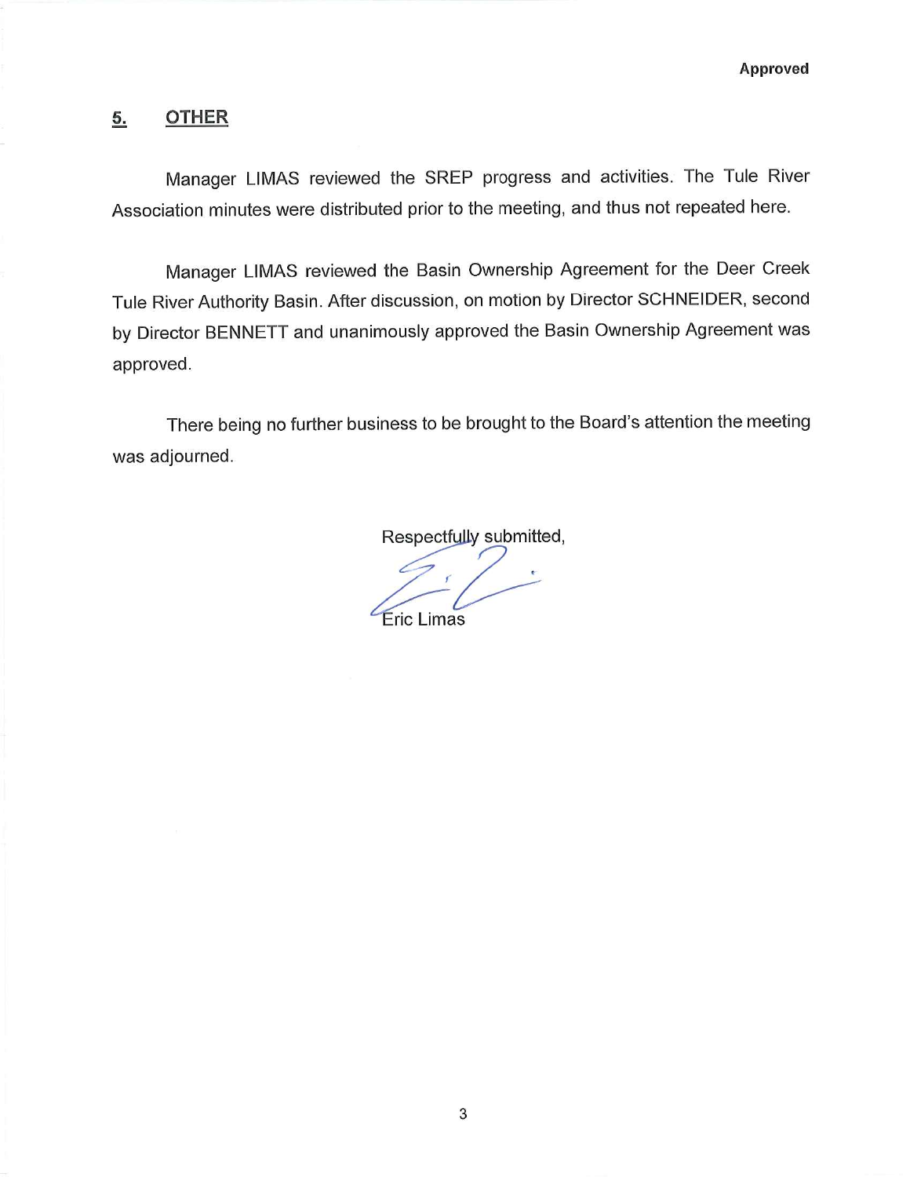Approved

## 5. OTHER

Manager LIMAS reviewed the SREP progress and activities. The Tule River Association minutes were distributed prior to the meeting, and thus not repeated here.

Manager LIMAS reviewed the Basin Ownership Agreement for the Deer Creek Tule River Authority Basin. After discussion, on motion by Director SCHNEIDER, second by Director BENNETT and unanimously approved the Basin Ownership Agreement was approved.

There being no further business to be brought to the Board's attention the meeting was adjourned.

Respectfully submitted,

Eric Limas